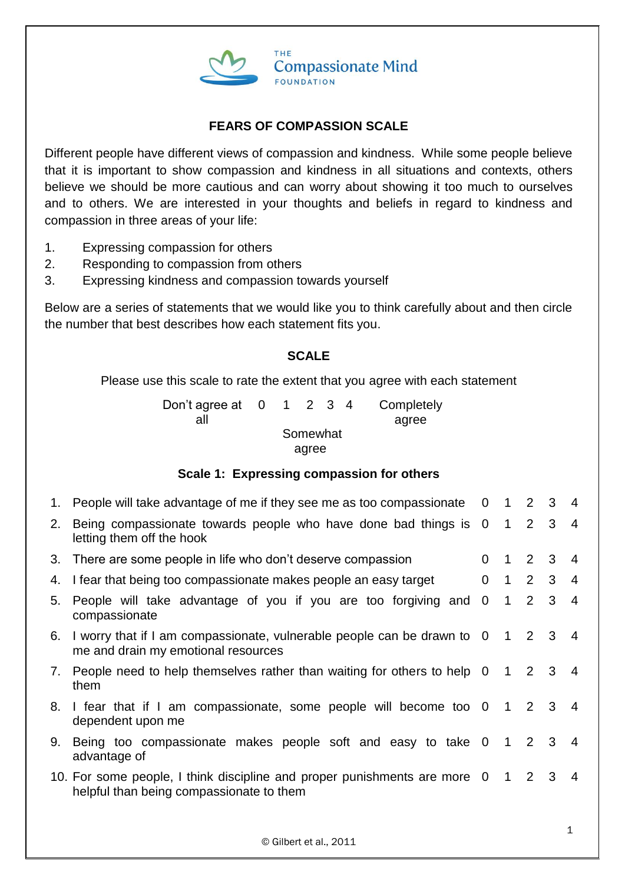THE
Compassionate Mind
FOUNDATION

## FEARS OF COMPASSION SCALE

Different people have different views of compassion and kindness. While some people believe that it is important to show compassion and kindness in all situations and contexts, others believe we should be more cautious and can worry about showing it too much to ourselves and to others. We are interested in your thoughts and beliefs in regard to kindness and compassion in three areas of your life:

1. Expressing compassion for others
2. Responding to compassion from others
3. Expressing kindness and compassion towards yourself

Below are a series of statements that we would like you to think carefully about and then circle the number that best describes how each statement fits you.

### SCALE

Please use this scale to rate the extent that you agree with each statement

| Don't agree at all | 0 | 1 | 2 | 3 | 4 | Completely agree |
|---|---|---|---|---|---|---|
| | | | Somewhat agree | | | |

### Scale 1: Expressing compassion for others

| | | | | | | |
|---|---|---|---|---|---|---|
| 1. | People will take advantage of me if they see me as too compassionate | 0 | 1 | 2 | 3 | 4 |
| 2. | Being compassionate towards people who have done bad things is letting them off the hook | 0 | 1 | 2 | 3 | 4 |
| 3. | There are some people in life who don't deserve compassion | 0 | 1 | 2 | 3 | 4 |
| 4. | I fear that being too compassionate makes people an easy target | 0 | 1 | 2 | 3 | 4 |
| 5. | People will take advantage of you if you are too forgiving and compassionate | 0 | 1 | 2 | 3 | 4 |
| 6. | I worry that if I am compassionate, vulnerable people can be drawn to me and drain my emotional resources | 0 | 1 | 2 | 3 | 4 |
| 7. | People need to help themselves rather than waiting for others to help them | 0 | 1 | 2 | 3 | 4 |
| 8. | I fear that if I am compassionate, some people will become too dependent upon me | 0 | 1 | 2 | 3 | 4 |
| 9. | Being too compassionate makes people soft and easy to take advantage of | 0 | 1 | 2 | 3 | 4 |
| 10. | For some people, I think discipline and proper punishments are more helpful than being compassionate to them | 0 | 1 | 2 | 3 | 4 |

© Gilbert et al., 2011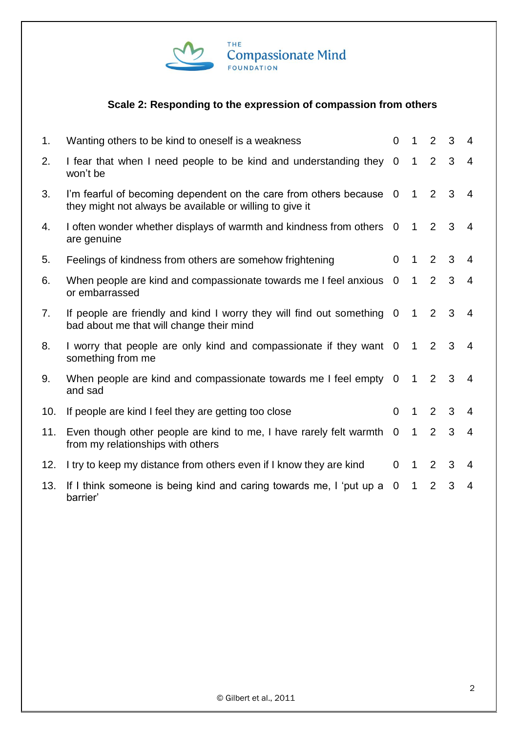THE Compassionate Mind FOUNDATION

### Scale 2: Responding to the expression of compassion from others

| | | | | | | |
|---|---|---|---|---|---|---|
| 1. | Wanting others to be kind to oneself is a weakness | 0 | 1 | 2 | 3 | 4 |
| 2. | I fear that when I need people to be kind and understanding they won't be | 0 | 1 | 2 | 3 | 4 |
| 3. | I'm fearful of becoming dependent on the care from others because they might not always be available or willing to give it | 0 | 1 | 2 | 3 | 4 |
| 4. | I often wonder whether displays of warmth and kindness from others are genuine | 0 | 1 | 2 | 3 | 4 |
| 5. | Feelings of kindness from others are somehow frightening | 0 | 1 | 2 | 3 | 4 |
| 6. | When people are kind and compassionate towards me I feel anxious or embarrassed | 0 | 1 | 2 | 3 | 4 |
| 7. | If people are friendly and kind I worry they will find out something bad about me that will change their mind | 0 | 1 | 2 | 3 | 4 |
| 8. | I worry that people are only kind and compassionate if they want something from me | 0 | 1 | 2 | 3 | 4 |
| 9. | When people are kind and compassionate towards me I feel empty and sad | 0 | 1 | 2 | 3 | 4 |
| 10. | If people are kind I feel they are getting too close | 0 | 1 | 2 | 3 | 4 |
| 11. | Even though other people are kind to me, I have rarely felt warmth from my relationships with others | 0 | 1 | 2 | 3 | 4 |
| 12. | I try to keep my distance from others even if I know they are kind | 0 | 1 | 2 | 3 | 4 |
| 13. | If I think someone is being kind and caring towards me, I 'put up a barrier' | 0 | 1 | 2 | 3 | 4 |

© Gilbert et al., 2011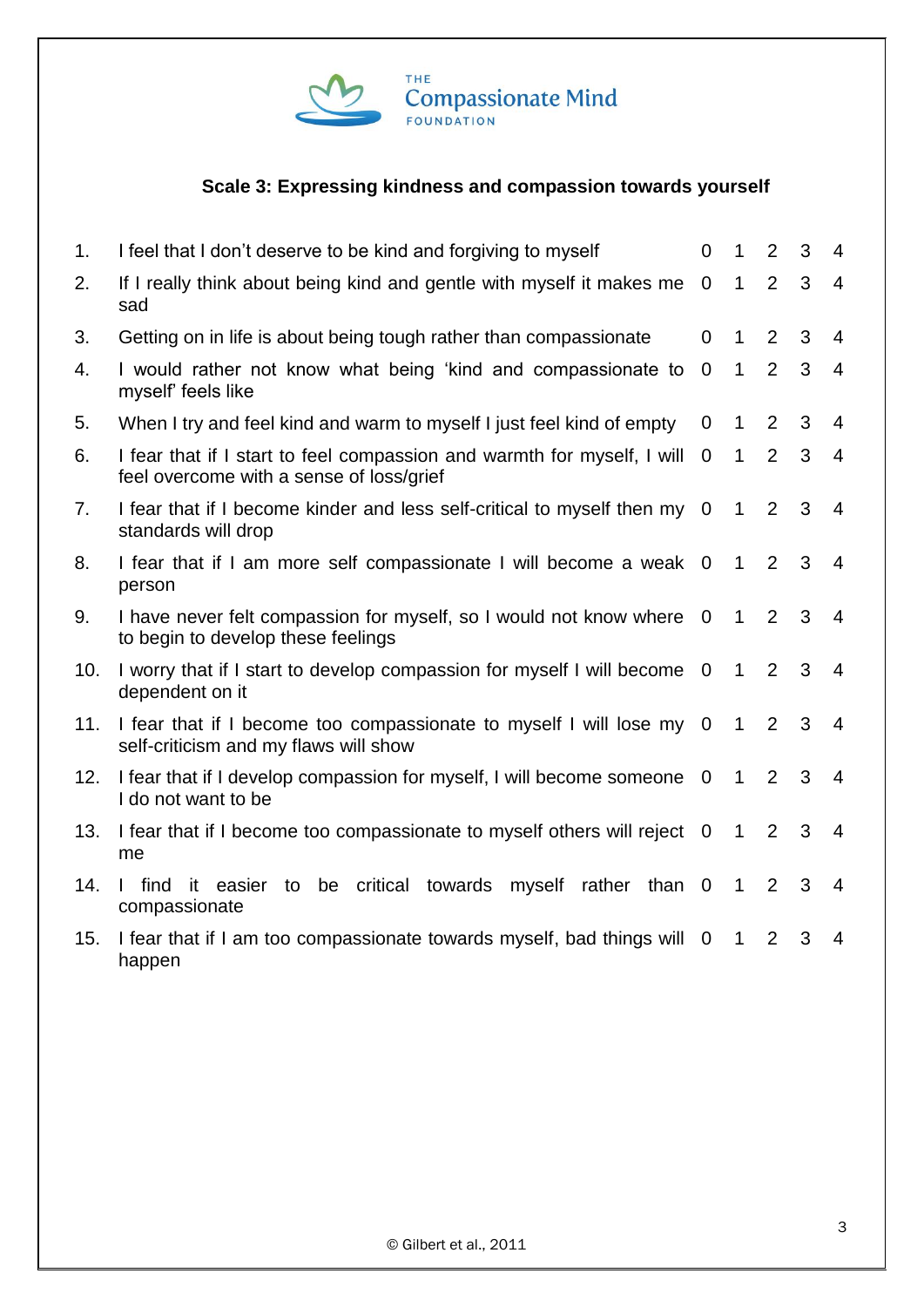THE Compassionate Mind FOUNDATION

### Scale 3: Expressing kindness and compassion towards yourself

| | | | | | | |
|---|---|---|---|---|---|---|
| 1. | I feel that I don't deserve to be kind and forgiving to myself | 0 | 1 | 2 | 3 | 4 |
| 2. | If I really think about being kind and gentle with myself it makes me sad | 0 | 1 | 2 | 3 | 4 |
| 3. | Getting on in life is about being tough rather than compassionate | 0 | 1 | 2 | 3 | 4 |
| 4. | I would rather not know what being 'kind and compassionate to myself' feels like | 0 | 1 | 2 | 3 | 4 |
| 5. | When I try and feel kind and warm to myself I just feel kind of empty | 0 | 1 | 2 | 3 | 4 |
| 6. | I fear that if I start to feel compassion and warmth for myself, I will feel overcome with a sense of loss/grief | 0 | 1 | 2 | 3 | 4 |
| 7. | I fear that if I become kinder and less self-critical to myself then my standards will drop | 0 | 1 | 2 | 3 | 4 |
| 8. | I fear that if I am more self compassionate I will become a weak person | 0 | 1 | 2 | 3 | 4 |
| 9. | I have never felt compassion for myself, so I would not know where to begin to develop these feelings | 0 | 1 | 2 | 3 | 4 |
| 10. | I worry that if I start to develop compassion for myself I will become dependent on it | 0 | 1 | 2 | 3 | 4 |
| 11. | I fear that if I become too compassionate to myself I will lose my self-criticism and my flaws will show | 0 | 1 | 2 | 3 | 4 |
| 12. | I fear that if I develop compassion for myself, I will become someone I do not want to be | 0 | 1 | 2 | 3 | 4 |
| 13. | I fear that if I become too compassionate to myself others will reject me | 0 | 1 | 2 | 3 | 4 |
| 14. | I find it easier to be critical towards myself rather than compassionate | 0 | 1 | 2 | 3 | 4 |
| 15. | I fear that if I am too compassionate towards myself, bad things will happen | 0 | 1 | 2 | 3 | 4 |

© Gilbert et al., 2011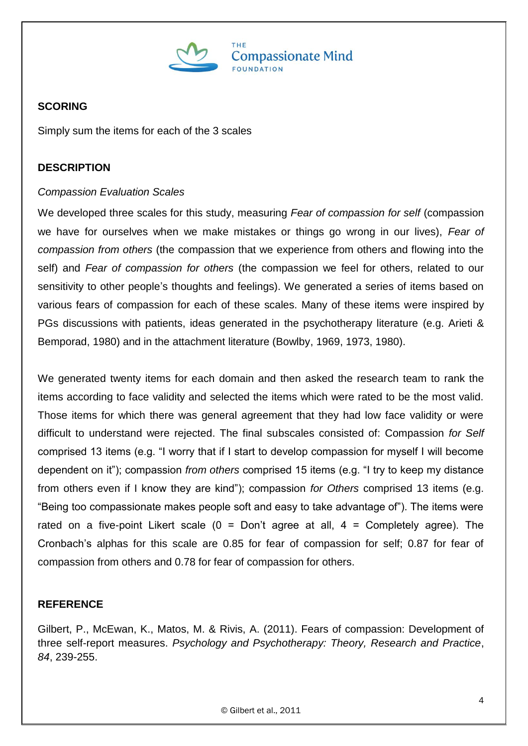## SCORING

Simply sum the items for each of the 3 scales

## DESCRIPTION

*Compassion Evaluation Scales*

We developed three scales for this study, measuring *Fear of compassion for self* (compassion we have for ourselves when we make mistakes or things go wrong in our lives), *Fear of compassion from others* (the compassion that we experience from others and flowing into the self) and *Fear of compassion for others* (the compassion we feel for others, related to our sensitivity to other people's thoughts and feelings). We generated a series of items based on various fears of compassion for each of these scales. Many of these items were inspired by PGs discussions with patients, ideas generated in the psychotherapy literature (e.g. Arieti & Bemporad, 1980) and in the attachment literature (Bowlby, 1969, 1973, 1980).

We generated twenty items for each domain and then asked the research team to rank the items according to face validity and selected the items which were rated to be the most valid. Those items for which there was general agreement that they had low face validity or were difficult to understand were rejected. The final subscales consisted of: Compassion *for Self* comprised 13 items (e.g. "I worry that if I start to develop compassion for myself I will become dependent on it"); compassion *from others* comprised 15 items (e.g. "I try to keep my distance from others even if I know they are kind"); compassion *for Others* comprised 13 items (e.g. "Being too compassionate makes people soft and easy to take advantage of"). The items were rated on a five-point Likert scale (0 = Don't agree at all, 4 = Completely agree). The Cronbach's alphas for this scale are 0.85 for fear of compassion for self; 0.87 for fear of compassion from others and 0.78 for fear of compassion for others.

## REFERENCE

Gilbert, P., McEwan, K., Matos, M. & Rivis, A. (2011). Fears of compassion: Development of three self-report measures. *Psychology and Psychotherapy: Theory, Research and Practice*, *84*, 239-255.

© Gilbert et al., 2011